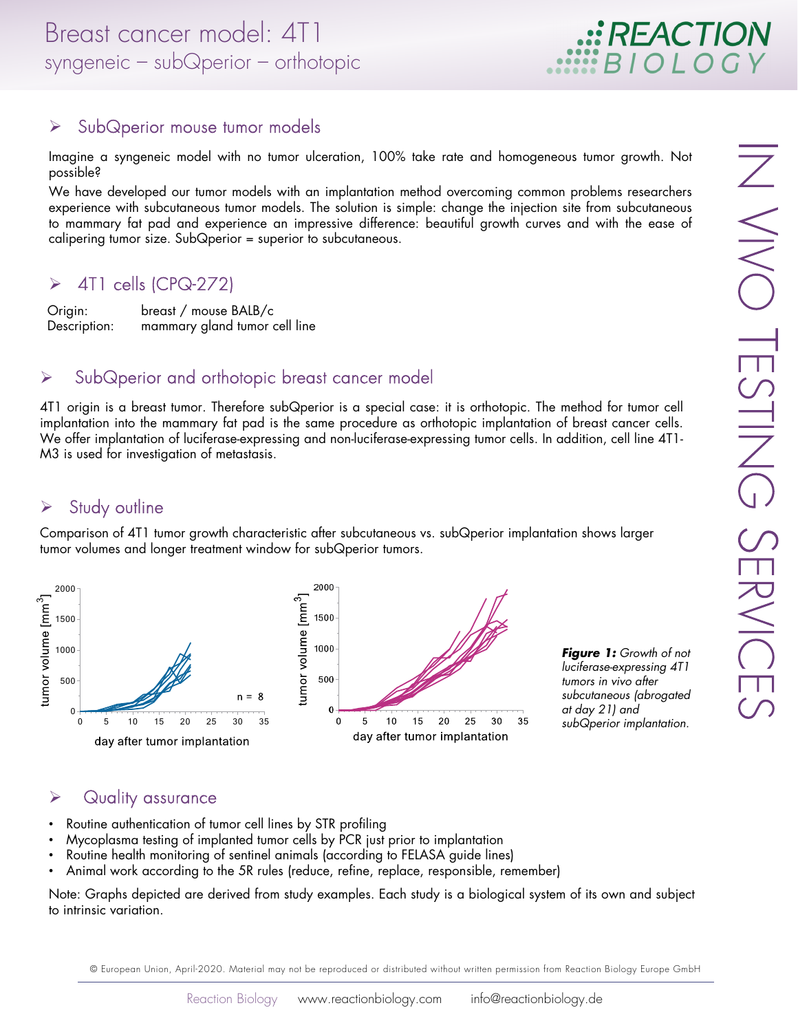# Breast cancer model: 4T1

syngeneic – subQperior – orthotopic

## SubQperior mouse tumor models

Imagine a syngeneic model with no tumor ulceration, 100% take rate and homogeneous tumor growth. Not possible?

We have developed our tumor models with an implantation method overcoming common problems researchers experience with subcutaneous tumor models. The solution is simple: change the injection site from subcutaneous to mammary fat pad and experience an impressive difference: beautiful growth curves and with the ease of calipering tumor size. SubQperior = superior to subcutaneous.

## 4T1 cells (CPQ-272)

| | |
|---|---|
| Origin: | breast / mouse BALB/c |
| Description: | mammary gland tumor cell line |

## SubQperior and orthotopic breast cancer model

4T1 origin is a breast tumor. Therefore subQperior is a special case: it is orthotopic. The method for tumor cell implantation into the mammary fat pad is the same procedure as orthotopic implantation of breast cancer cells. We offer implantation of luciferase-expressing and non-luciferase-expressing tumor cells. In addition, cell line 4T1-M3 is used for investigation of metastasis.

## Study outline

Comparison of 4T1 tumor growth characteristic after subcutaneous vs. subQperior implantation shows larger tumor volumes and longer treatment window for subQperior tumors.

***Figure 1:*** *Growth of not luciferase-expressing 4T1 tumors in vivo after subcutaneous (abrogated at day 21) and subQperior implantation.*

## Quality assurance

- Routine authentication of tumor cell lines by STR profiling
- Mycoplasma testing of implanted tumor cells by PCR just prior to implantation
- Routine health monitoring of sentinel animals (according to FELASA guide lines)
- Animal work according to the 5R rules (reduce, refine, replace, responsible, remember)

Note: Graphs depicted are derived from study examples. Each study is a biological system of its own and subject to intrinsic variation.

© European Union, April-2020. Material may not be reproduced or distributed without written permission from Reaction Biology Europe GmbH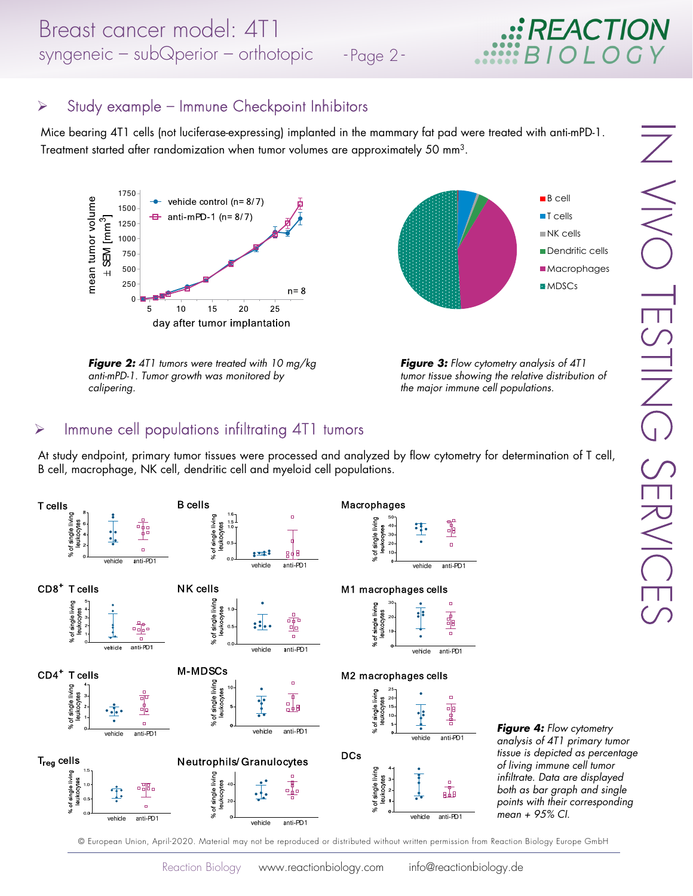## Study example – Immune Checkpoint Inhibitors

Mice bearing 4T1 cells (not luciferase-expressing) implanted in the mammary fat pad were treated with anti-mPD-1. Treatment started after randomization when tumor volumes are approximately 50 mm$^3$.

mean tumor volume ± SEM [mm$^3$]
1750
1500
1250
1000
750
500
250
0
vehicle control (n= 8/7)
anti-mPD-1 (n= 8/7)
n= 8
5 10 15 20 25
day after tumor implantation

***Figure 2:*** *4T1 tumors were treated with 10 mg/kg anti-mPD-1. Tumor growth was monitored by calipering.*

B cell
T cells
NK cells
Dendritic cells
Macrophages
MDSCs

***Figure 3:*** *Flow cytometry analysis of 4T1 tumor tissue showing the relative distribution of the major immune cell populations.*

## Immune cell populations infiltrating 4T1 tumors

At study endpoint, primary tumor tissues were processed and analyzed by flow cytometry for determination of T cell, B cell, macrophage, NK cell, dendritic cell and myeloid cell populations.

T cells
B cells
Macrophages
CD8$^+$ T cells
NK cells
M1 macrophages cells
CD4$^+$ T cells
M-MDSCs
M2 macrophages cells
T$_{reg}$ cells
Neutrophils/Granulocytes
DCs

% of single living leukocytes
vehicle
anti-PD1

***Figure 4:*** *Flow cytometry analysis of 4T1 primary tumor tissue is depicted as percentage of living immune cell tumor infiltrate. Data are displayed both as bar graph and single points with their corresponding mean + 95% CI.*

© European Union, April-2020. Material may not be reproduced or distributed without written permission from Reaction Biology Europe GmbH